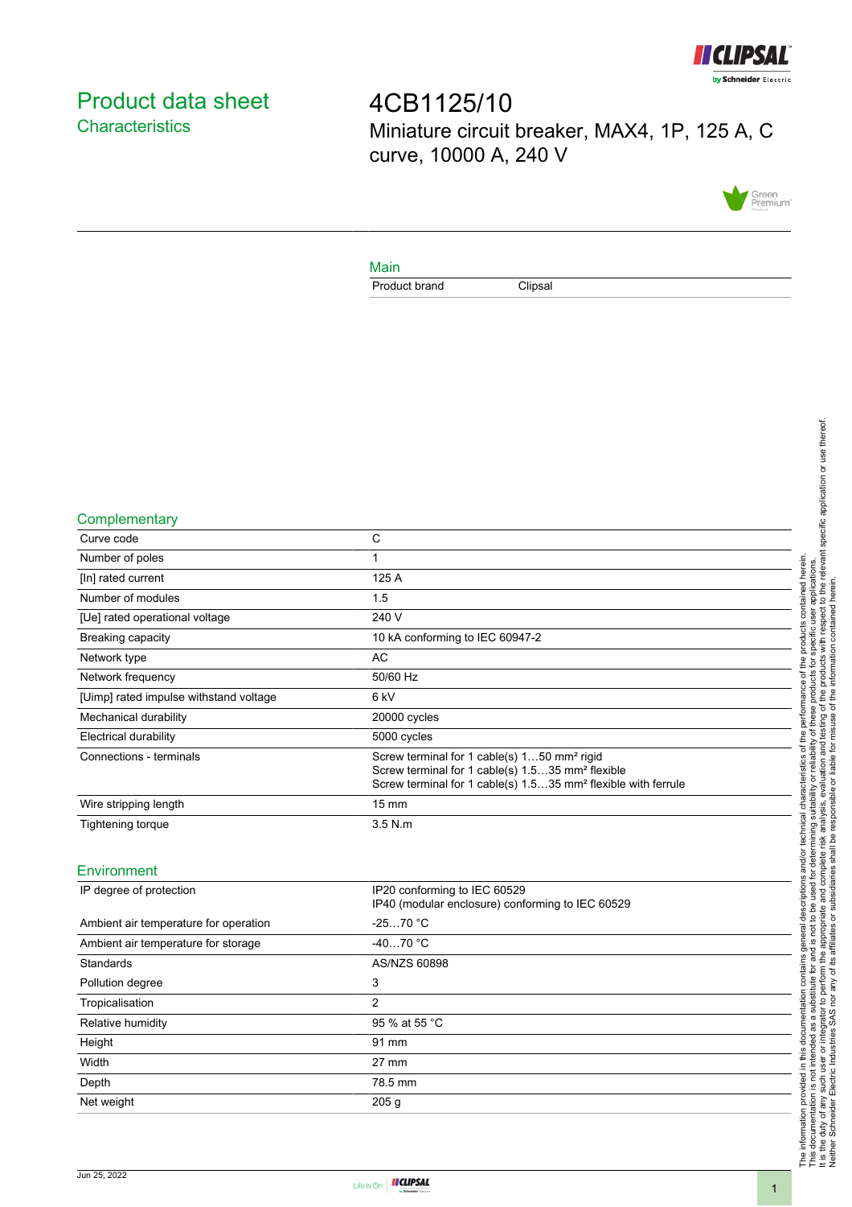# Product data sheet
## Characteristics

# 4CB1125/10
Miniature circuit breaker, MAX4, 1P, 125 A, C curve, 10000 A, 240 V

## Main

| | |
|---|---|
| Product brand | Clipsal |

## Complementary

| | |
|---|---|
| Curve code | C |
| Number of poles | 1 |
| [In] rated current | 125 A |
| Number of modules | 1.5 |
| [Ue] rated operational voltage | 240 V |
| Breaking capacity | 10 kA conforming to IEC 60947-2 |
| Network type | AC |
| Network frequency | 50/60 Hz |
| [Uimp] rated impulse withstand voltage | 6 kV |
| Mechanical durability | 20000 cycles |
| Electrical durability | 5000 cycles |
| Connections - terminals | Screw terminal for 1 cable(s) 1…50 mm² rigid<br>Screw terminal for 1 cable(s) 1.5…35 mm² flexible<br>Screw terminal for 1 cable(s) 1.5…35 mm² flexible with ferrule |
| Wire stripping length | 15 mm |
| Tightening torque | 3.5 N.m |

## Environment

| | |
|---|---|
| IP degree of protection | IP20 conforming to IEC 60529<br>IP40 (modular enclosure) conforming to IEC 60529 |
| Ambient air temperature for operation | -25…70 °C |
| Ambient air temperature for storage | -40…70 °C |
| Standards | AS/NZS 60898 |
| Pollution degree | 3 |
| Tropicalisation | 2 |
| Relative humidity | 95 % at 55 °C |
| Height | 91 mm |
| Width | 27 mm |
| Depth | 78.5 mm |
| Net weight | 205 g |

The information provided in this documentation contains general descriptions and/or technical characteristics of the performance of the products contained herein.
This documentation is not intended as a substitute for and is not to be used for determining suitability or reliability of these products for specific user applications.
It is the duty of any such user or integrator to perform the appropriate and complete risk analysis, evaluation and testing of the products with respect to the relevant specific application or use thereof.
Neither Schneider Electric Industries SAS nor any of its affiliates or subsidiaries shall be responsible or liable for misuse of the information contained herein.

Jun 25, 2022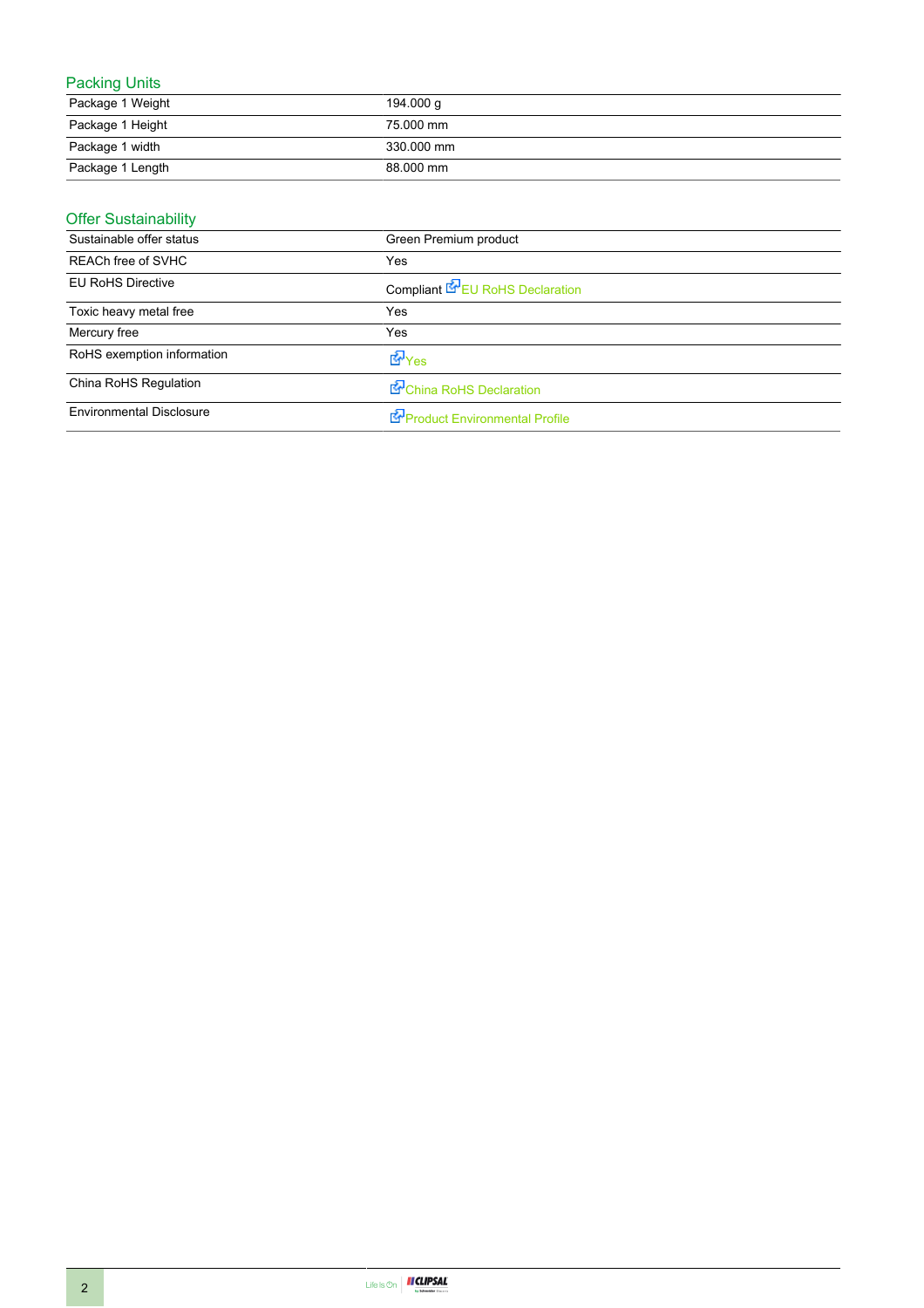## Packing Units

| | |
|---|---|
| Package 1 Weight | 194.000 g |
| Package 1 Height | 75.000 mm |
| Package 1 width | 330.000 mm |
| Package 1 Length | 88.000 mm |

## Offer Sustainability

| | |
|---|---|
| Sustainable offer status | Green Premium product |
| REACh free of SVHC | Yes |
| EU RoHS Directive | Compliant EU RoHS Declaration |
| Toxic heavy metal free | Yes |
| Mercury free | Yes |
| RoHS exemption information | Yes |
| China RoHS Regulation | China RoHS Declaration |
| Environmental Disclosure | Product Environmental Profile |